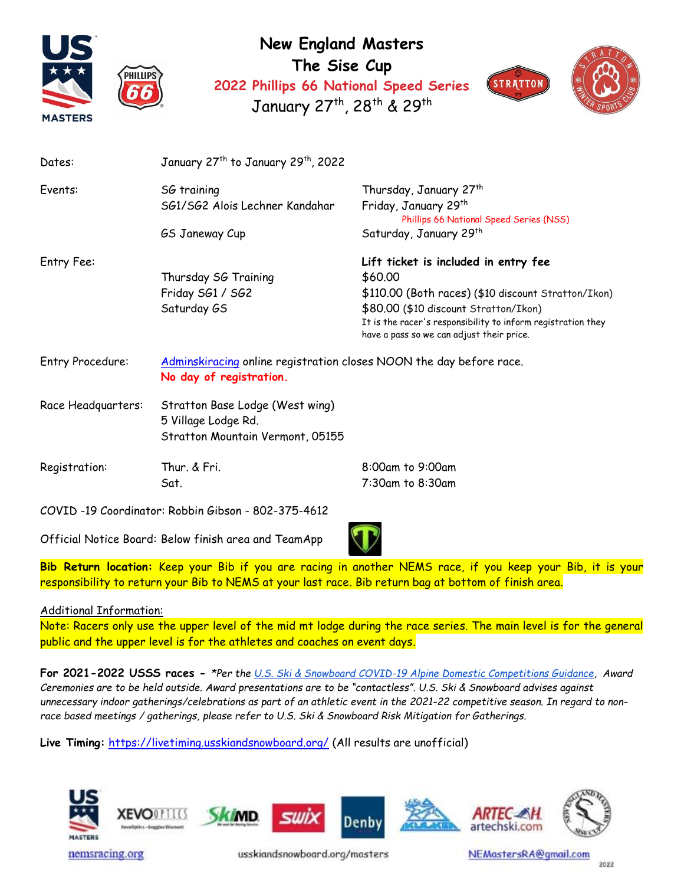# New England Masters

## The Sise Cup

### 2022 Phillips 66 National Speed Series

January 27th, 28th & 29th

| | | |
|---|---|---|
| Dates: | January 27th to January 29th, 2022 | |
| Events: | SG training | Thursday, January 27th |
| | SG1/SG2 Alois Lechner Kandahar | Friday, January 29th<br>Phillips 66 National Speed Series (NSS) |
| | GS Janeway Cup | Saturday, January 29th |
| Entry Fee: | | **Lift ticket is included in entry fee** |
| | Thursday SG Training | $60.00 |
| | Friday SG1 / SG2 | $110.00 (Both races) ($10 discount Stratton/Ikon) |
| | Saturday GS | $80.00 ($10 discount Stratton/Ikon)<br>It is the racer's responsibility to inform registration they have a pass so we can adjust their price. |
| Entry Procedure: | Adminskiracing online registration closes NOON the day before race.<br>**No day of registration.** | |
| Race Headquarters: | Stratton Base Lodge (West wing)<br>5 Village Lodge Rd.<br>Stratton Mountain Vermont, 05155 | |
| Registration: | Thur. & Fri. | 8:00am to 9:00am |
| | Sat. | 7:30am to 8:30am |

COVID -19 Coordinator: Robbin Gibson - 802-375-4612

Official Notice Board: Below finish area and TeamApp

**Bib Return location:** Keep your Bib if you are racing in another NEMS race, if you keep your Bib, it is your responsibility to return your Bib to NEMS at your last race. Bib return bag at bottom of finish area.

Additional Information:

Note: Racers only use the upper level of the mid mt lodge during the race series. The main level is for the general public and the upper level is for the athletes and coaches on event days.

**For 2021-2022 USSS races -** *\*Per the U.S. Ski & Snowboard COVID-19 Alpine Domestic Competitions Guidance, Award Ceremonies are to be held outside. Award presentations are to be "contactless". U.S. Ski & Snowboard advises against unnecessary indoor gatherings/celebrations as part of an athletic event in the 2021-22 competitive season. In regard to non-race based meetings / gatherings, please refer to U.S. Ski & Snowboard Risk Mitigation for Gatherings.*

**Live Timing:** https://livetiming.usskiandsnowboard.org/ (All results are unofficial)

nemsracing.org usskiandsnowboard.org/masters NEMastersRA@gmail.com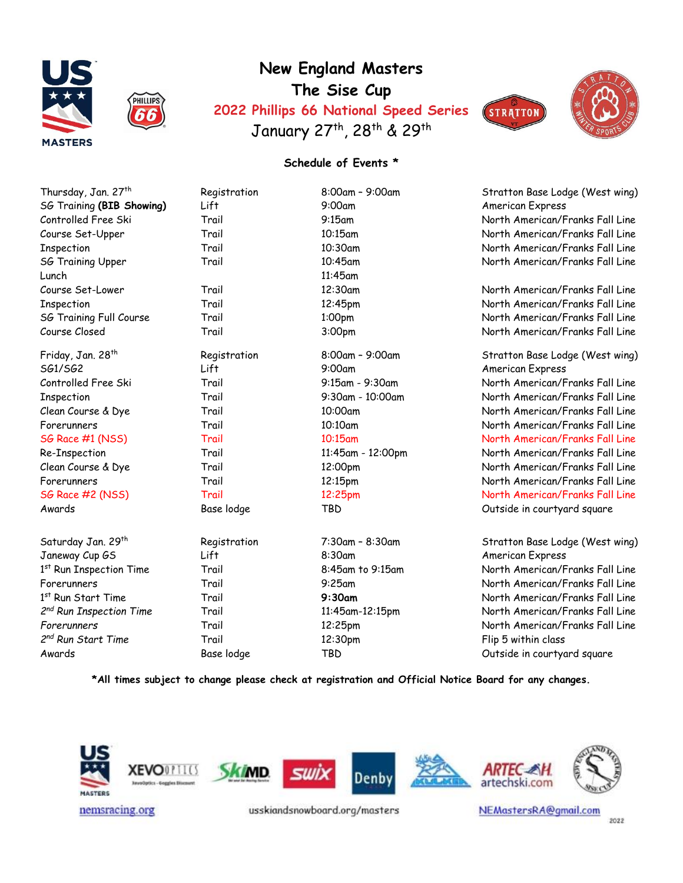# New England Masters

## The Sise Cup

### 2022 Phillips 66 National Speed Series

### January 27th, 28th & 29th

**Schedule of Events \***

| | | | |
|---|---|---|---|
| Thursday, Jan. 27th | Registration | 8:00am – 9:00am | Stratton Base Lodge (West wing) |
| SG Training **(BIB Showing)** | Lift | 9:00am | American Express |
| Controlled Free Ski | Trail | 9:15am | North American/Franks Fall Line |
| Course Set-Upper | Trail | 10:15am | North American/Franks Fall Line |
| Inspection | Trail | 10:30am | North American/Franks Fall Line |
| SG Training Upper | Trail | 10:45am | North American/Franks Fall Line |
| Lunch | | 11:45am | |
| Course Set-Lower | Trail | 12:30am | North American/Franks Fall Line |
| Inspection | Trail | 12:45pm | North American/Franks Fall Line |
| SG Training Full Course | Trail | 1:00pm | North American/Franks Fall Line |
| Course Closed | Trail | 3:00pm | North American/Franks Fall Line |
| Friday, Jan. 28th | Registration | 8:00am – 9:00am | Stratton Base Lodge (West wing) |
| SG1/SG2 | Lift | 9:00am | American Express |
| Controlled Free Ski | Trail | 9:15am - 9:30am | North American/Franks Fall Line |
| Inspection | Trail | 9:30am - 10:00am | North American/Franks Fall Line |
| Clean Course & Dye | Trail | 10:00am | North American/Franks Fall Line |
| Forerunners | Trail | 10:10am | North American/Franks Fall Line |
| SG Race #1 (NSS) | Trail | 10:15am | North American/Franks Fall Line |
| Re-Inspection | Trail | 11:45am - 12:00pm | North American/Franks Fall Line |
| Clean Course & Dye | Trail | 12:00pm | North American/Franks Fall Line |
| Forerunners | Trail | 12:15pm | North American/Franks Fall Line |
| SG Race #2 (NSS) | Trail | 12:25pm | North American/Franks Fall Line |
| Awards | Base lodge | TBD | Outside in courtyard square |
| Saturday Jan. 29th | Registration | 7:30am – 8:30am | Stratton Base Lodge (West wing) |
| Janeway Cup GS | Lift | 8:30am | American Express |
| 1st Run Inspection Time | Trail | 8:45am to 9:15am | North American/Franks Fall Line |
| Forerunners | Trail | 9:25am | North American/Franks Fall Line |
| 1st Run Start Time | Trail | **9:30am** | North American/Franks Fall Line |
| *2nd Run Inspection Time* | Trail | 11:45am-12:15pm | North American/Franks Fall Line |
| *Forerunners* | Trail | 12:25pm | North American/Franks Fall Line |
| *2nd Run Start Time* | Trail | 12:30pm | Flip 5 within class |
| Awards | Base lodge | TBD | Outside in courtyard square |

**\*All times subject to change please check at registration and Official Notice Board for any changes.**

nemsracing.org

usskiandsnowboard.org/masters

NEMastersRA@gmail.com